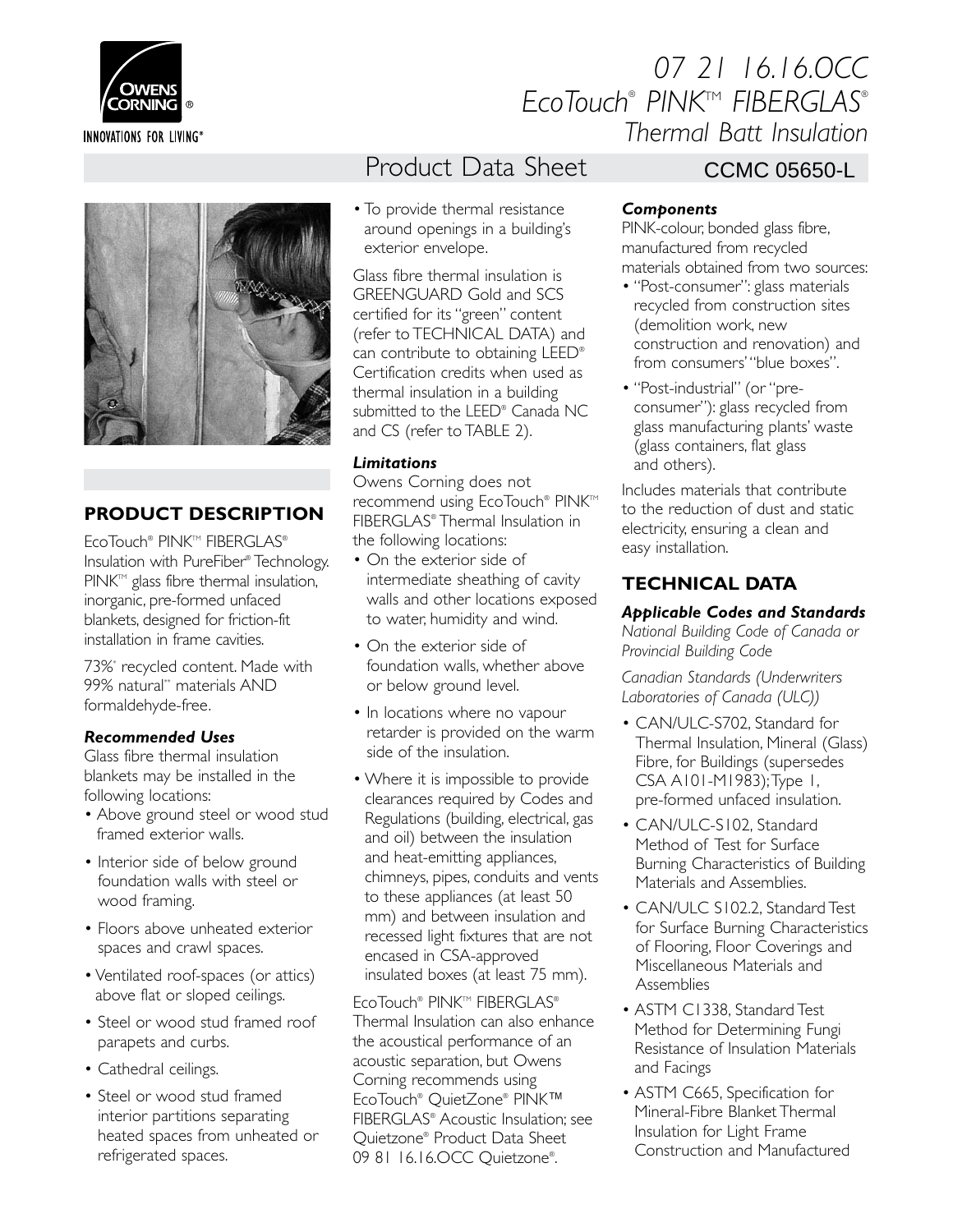# 07 21 16.16.OCC EcoTouch® PINK™ FIBERGLAS® Thermal Batt Insulation

Product Data Sheet

CCMC 05650-L

## PRODUCT DESCRIPTION

EcoTouch® PINK™ FIBERGLAS® Insulation with PureFiber® Technology. PINK™ glass fibre thermal insulation, inorganic, pre-formed unfaced blankets, designed for friction-fit installation in frame cavities.

73%* recycled content. Made with 99% natural** materials AND formaldehyde-free.

### *Recommended Uses*

Glass fibre thermal insulation blankets may be installed in the following locations:

- Above ground steel or wood stud framed exterior walls.
- Interior side of below ground foundation walls with steel or wood framing.
- Floors above unheated exterior spaces and crawl spaces.
- Ventilated roof-spaces (or attics) above flat or sloped ceilings.
- Steel or wood stud framed roof parapets and curbs.
- Cathedral ceilings.
- Steel or wood stud framed interior partitions separating heated spaces from unheated or refrigerated spaces.
- To provide thermal resistance around openings in a building's exterior envelope.

Glass fibre thermal insulation is GREENGUARD Gold and SCS certified for its "green" content (refer to TECHNICAL DATA) and can contribute to obtaining LEED® Certification credits when used as thermal insulation in a building submitted to the LEED® Canada NC and CS (refer to TABLE 2).

### *Limitations*

Owens Corning does not recommend using EcoTouch® PINK™ FIBERGLAS® Thermal Insulation in the following locations:

- On the exterior side of intermediate sheathing of cavity walls and other locations exposed to water, humidity and wind.
- On the exterior side of foundation walls, whether above or below ground level.
- In locations where no vapour retarder is provided on the warm side of the insulation.
- Where it is impossible to provide clearances required by Codes and Regulations (building, electrical, gas and oil) between the insulation and heat-emitting appliances, chimneys, pipes, conduits and vents to these appliances (at least 50 mm) and between insulation and recessed light fixtures that are not encased in CSA-approved insulated boxes (at least 75 mm).

EcoTouch® PINK™ FIBERGLAS® Thermal Insulation can also enhance the acoustical performance of an acoustic separation, but Owens Corning recommends using EcoTouch® QuietZone® PINK™ FIBERGLAS® Acoustic Insulation; see Quietzone® Product Data Sheet 09 81 16.16.OCC Quietzone®.

### *Components*

PINK-colour, bonded glass fibre, manufactured from recycled materials obtained from two sources:

- "Post-consumer": glass materials recycled from construction sites (demolition work, new construction and renovation) and from consumers' "blue boxes".
- "Post-industrial" (or "pre-consumer"): glass recycled from glass manufacturing plants' waste (glass containers, flat glass and others).

Includes materials that contribute to the reduction of dust and static electricity, ensuring a clean and easy installation.

## TECHNICAL DATA

### *Applicable Codes and Standards*

*National Building Code of Canada or Provincial Building Code*

*Canadian Standards (Underwriters Laboratories of Canada (ULC))*

- CAN/ULC-S702, Standard for Thermal Insulation, Mineral (Glass) Fibre, for Buildings (supersedes CSA A101-M1983); Type 1, pre-formed unfaced insulation.
- CAN/ULC-S102, Standard Method of Test for Surface Burning Characteristics of Building Materials and Assemblies.
- CAN/ULC S102.2, Standard Test for Surface Burning Characteristics of Flooring, Floor Coverings and Miscellaneous Materials and Assemblies
- ASTM C1338, Standard Test Method for Determining Fungi Resistance of Insulation Materials and Facings
- ASTM C665, Specification for Mineral-Fibre Blanket Thermal Insulation for Light Frame Construction and Manufactured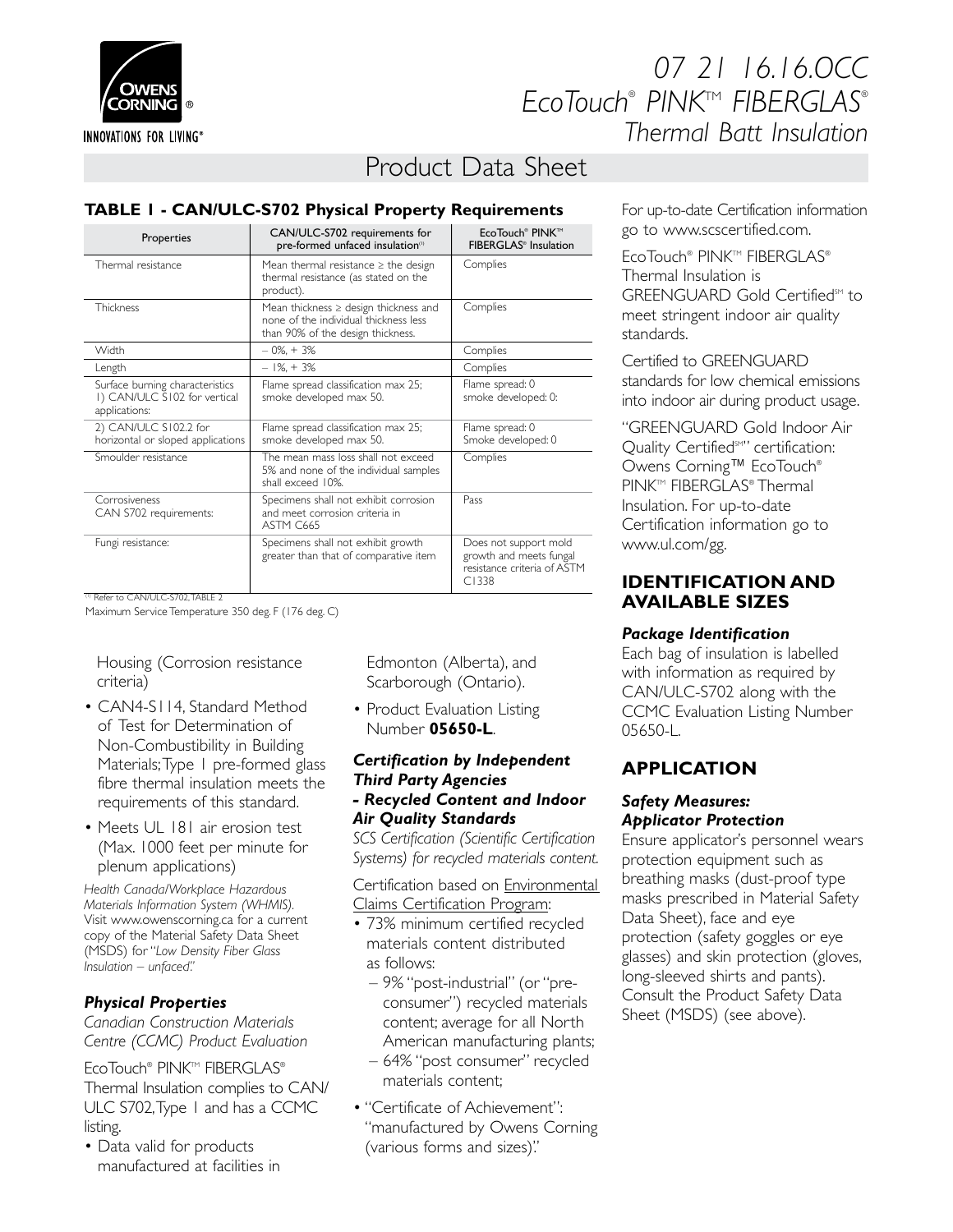# 07 21 16.16.OCC EcoTouch® PINK™ FIBERGLAS® Thermal Batt Insulation

## Product Data Sheet

**TABLE 1 - CAN/ULC-S702 Physical Property Requirements**

| Properties | CAN/ULC-S702 requirements for pre-formed unfaced insulation[1] | EcoTouch® PINK™ FIBERGLAS® Insulation |
|---|---|---|
| Thermal resistance | Mean thermal resistance ≥ the design thermal resistance (as stated on the product). | Complies |
| Thickness | Mean thickness ≥ design thickness and none of the individual thickness less than 90% of the design thickness. | Complies |
| Width | – 0%, + 3% | Complies |
| Length | – 1%, + 3% | Complies |
| Surface burning characteristics 1) CAN/ULC S102 for vertical applications: | Flame spread classification max 25; smoke developed max 50. | Flame spread: 0 smoke developed: 0: |
| 2) CAN/ULC S102.2 for horizontal or sloped applications | Flame spread classification max 25; smoke developed max 50. | Flame spread: 0 Smoke developed: 0 |
| Smoulder resistance | The mean mass loss shall not exceed 5% and none of the individual samples shall exceed 10%. | Complies |
| Corrosiveness CAN S702 requirements: | Specimens shall not exhibit corrosion and meet corrosion criteria in ASTM C665 | Pass |
| Fungi resistance: | Specimens shall not exhibit growth greater than that of comparative item | Does not support mold growth and meets fungal resistance criteria of ASTM C1338 |

[1] Refer to CAN/ULC-S702, TABLE 2

Maximum Service Temperature 350 deg. F (176 deg. C)

Housing (Corrosion resistance criteria)

- CAN4-S114, Standard Method of Test for Determination of Non-Combustibility in Building Materials; Type 1 pre-formed glass fibre thermal insulation meets the requirements of this standard.
- Meets UL 181 air erosion test (Max. 1000 feet per minute for plenum applications)

*Health Canada/Workplace Hazardous Materials Information System (WHMIS).* Visit www.owenscorning.ca for a current copy of the Material Safety Data Sheet (MSDS) for "*Low Density Fiber Glass Insulation – unfaced*."

### *Physical Properties*

*Canadian Construction Materials Centre (CCMC) Product Evaluation*

EcoTouch® PINK™ FIBERGLAS® Thermal Insulation complies to CAN/ULC S702, Type 1 and has a CCMC listing.

- Data valid for products manufactured at facilities in Edmonton (Alberta), and Scarborough (Ontario).
- Product Evaluation Listing Number **05650-L**.

### *Certification by Independent Third Party Agencies - Recycled Content and Indoor Air Quality Standards*

*SCS Certification (Scientific Certification Systems) for recycled materials content.*

Certification based on Environmental Claims Certification Program:

- 73% minimum certified recycled materials content distributed as follows:
  - 9% "post-industrial" (or "pre-consumer") recycled materials content; average for all North American manufacturing plants;
  - 64% "post consumer" recycled materials content;
- "Certificate of Achievement": "manufactured by Owens Corning (various forms and sizes)."

For up-to-date Certification information go to www.scscertified.com.

EcoTouch® PINK™ FIBERGLAS® Thermal Insulation is GREENGUARD Gold Certified℠ to meet stringent indoor air quality standards.

Certified to GREENGUARD standards for low chemical emissions into indoor air during product usage.

"GREENGUARD Gold Indoor Air Quality Certified℠" certification: Owens Corning™ EcoTouch® PINK™ FIBERGLAS® Thermal Insulation. For up-to-date Certification information go to www.ul.com/gg.

## IDENTIFICATION AND AVAILABLE SIZES

### *Package Identification*

Each bag of insulation is labelled with information as required by CAN/ULC-S702 along with the CCMC Evaluation Listing Number 05650-L.

## APPLICATION

### *Safety Measures: Applicator Protection*

Ensure applicator's personnel wears protection equipment such as breathing masks (dust-proof type masks prescribed in Material Safety Data Sheet), face and eye protection (safety goggles or eye glasses) and skin protection (gloves, long-sleeved shirts and pants). Consult the Product Safety Data Sheet (MSDS) (see above).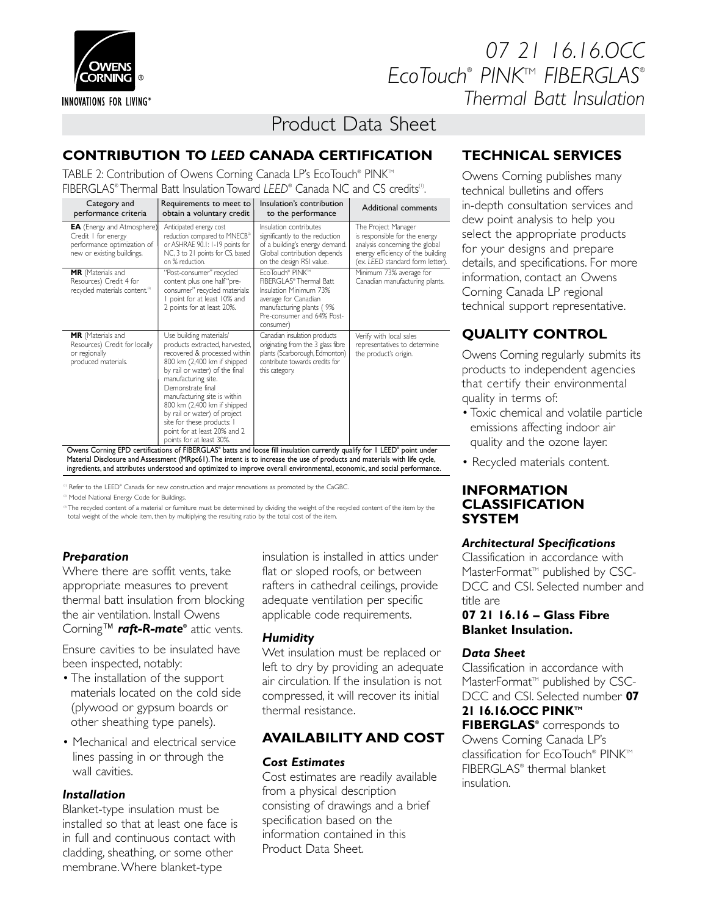# 07 21 16.16.OCC EcoTouch® PINK™ FIBERGLAS® Thermal Batt Insulation

## Product Data Sheet

## CONTRIBUTION TO *LEED* CANADA CERTIFICATION

TABLE 2: Contribution of Owens Corning Canada LP's EcoTouch® PINK™ FIBERGLAS® Thermal Batt Insulation Toward *LEED*® Canada NC and CS credits[1].

| Category and performance criteria | Requirements to meet to obtain a voluntary credit | Insulation's contribution to the performance | Additional comments |
|---|---|---|---|
| **EA** (Energy and Atmosphere) Credit 1 for energy performance optimization of new or existing buildings. | Anticipated energy cost reduction compared to MNECB[2] or ASHRAE 90.1: 1-19 points for NC, 3 to 21 points for CS, based on % reduction. | Insulation contributes significantly to the reduction of a building's energy demand. Global contribution depends on the design RSI value. | The Project Manager is responsible for the energy analysis concerning the global energy efficiency of the building (ex. *LEED* standard form letter). |
| **MR** (Materials and Resources) Credit 4 for recycled materials content.[3] | "Post-consumer" recycled content plus one half "pre-consumer" recycled materials: 1 point for at least 10% and 2 points for at least 20%. | EcoTouch® PINK™ FIBERGLAS® Thermal Batt Insulation Minimum 73% average for Canadian manufacturing plants ( 9% Pre-consumer and 64% Post-consumer) | Minimum 73% average for Canadian manufacturing plants. |
| **MR** (Materials and Resources) Credit for locally or regionally produced materials. | Use building materials/ products extracted, harvested, recovered & processed within 800 km (2,400 km if shipped by rail or water) of the final manufacturing site. Demonstrate final manufacturing site is within 800 km (2,400 km if shipped by rail or water) of project site for these products: 1 point for at least 20% and 2 points for at least 30%. | Canadian insulation products originating from the 3 glass fibre plants (Scarborough, Edmonton) contribute towards credits for this category. | Verify with local sales representatives to determine the product's origin. |

Owens Corning EPD certifications of FIBERGLAS® batts and loose fill insulation currently qualify for 1 LEED® point under Material Disclosure and Assessment (MRpc61). The intent is to increase the use of products and materials with life cycle, ingredients, and attributes understood and optimized to improve overall environmental, economic, and social performance.

[1] Refer to the LEED® Canada for new construction and major renovations as promoted by the CaGBC.

[2] Model National Energy Code for Buildings.

[3] The recycled content of a material or furniture must be determined by dividing the weight of the recycled content of the item by the total weight of the whole item, then by multiplying the resulting ratio by the total cost of the item.

### *Preparation*

Where there are soffit vents, take appropriate measures to prevent thermal batt insulation from blocking the air ventilation. Install Owens Corning™ ***raft-R-mate***® attic vents.

Ensure cavities to be insulated have been inspected, notably:

- The installation of the support materials located on the cold side (plywood or gypsum boards or other sheathing type panels).
- Mechanical and electrical service lines passing in or through the wall cavities.

### *Installation*

Blanket-type insulation must be installed so that at least one face is in full and continuous contact with cladding, sheathing, or some other membrane. Where blanket-type insulation is installed in attics under flat or sloped roofs, or between rafters in cathedral ceilings, provide adequate ventilation per specific applicable code requirements.

### *Humidity*

Wet insulation must be replaced or left to dry by providing an adequate air circulation. If the insulation is not compressed, it will recover its initial thermal resistance.

## AVAILABILITY AND COST

### *Cost Estimates*

Cost estimates are readily available from a physical description consisting of drawings and a brief specification based on the information contained in this Product Data Sheet.

## TECHNICAL SERVICES

Owens Corning publishes many technical bulletins and offers in-depth consultation services and dew point analysis to help you select the appropriate products for your designs and prepare details, and specifications. For more information, contact an Owens Corning Canada LP regional technical support representative.

## QUALITY CONTROL

Owens Corning regularly submits its products to independent agencies that certify their environmental quality in terms of:

- Toxic chemical and volatile particle emissions affecting indoor air quality and the ozone layer.
- Recycled materials content.

## INFORMATION CLASSIFICATION SYSTEM

### *Architectural Specifications*

Classification in accordance with MasterFormat™ published by CSC-DCC and CSI. Selected number and title are

**07 21 16.16 – Glass Fibre Blanket Insulation.**

### *Data Sheet*

Classification in accordance with MasterFormat™ published by CSC-DCC and CSI. Selected number **07 21 16.16.OCC PINK™ FIBERGLAS®** corresponds to Owens Corning Canada LP's classification for EcoTouch® PINK™ FIBERGLAS® thermal blanket insulation.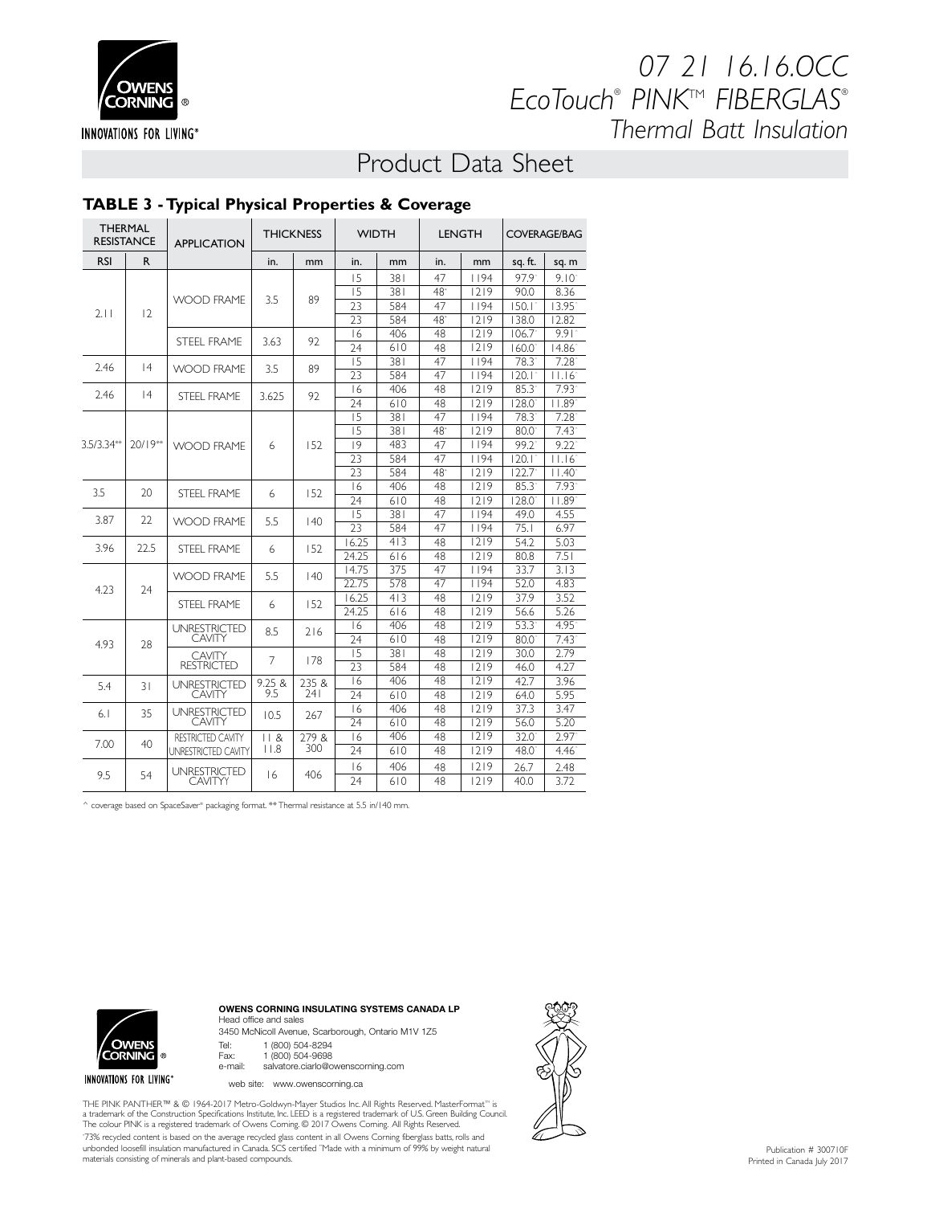# 07 21 16.16.OCC EcoTouch® PINK™ FIBERGLAS® Thermal Batt Insulation

## Product Data Sheet

### TABLE 3 - Typical Physical Properties & Coverage

| THERMAL RESISTANCE | | APPLICATION | THICKNESS | | WIDTH | | LENGTH | | COVERAGE/BAG | |
|---|---|---|---|---|---|---|---|---|---|---|
| RSI | R | | in. | mm | in. | mm | in. | mm | sq. ft. | sq. m |
| 2.11 | 12 | WOOD FRAME | 3.5 | 89 | 15 | 381 | 47 | 1194 | 97.9^ | 9.10^ |
| | | | | | 15 | 381 | 48^ | 1219 | 90.0 | 8.36 |
| | | | | | 23 | 584 | 47 | 1194 | 150.1^ | 13.95^ |
| | | | | | 23 | 584 | 48^ | 1219 | 138.0 | 12.82 |
| | | STEEL FRAME | 3.63 | 92 | 16 | 406 | 48 | 1219 | 106.7^ | 9.91^ |
| | | | | | 24 | 610 | 48 | 1219 | 160.0^ | 14.86^ |
| 2.46 | 14 | WOOD FRAME | 3.5 | 89 | 15 | 381 | 47 | 1194 | 78.3^ | 7.28^ |
| | | | | | 23 | 584 | 47 | 1194 | 120.1^ | 11.16^ |
| 2.46 | 14 | STEEL FRAME | 3.625 | 92 | 16 | 406 | 48 | 1219 | 85.3^ | 7.93^ |
| | | | | | 24 | 610 | 48 | 1219 | 128.0^ | 11.89^ |
| 3.5/3.34** | 20/19** | WOOD FRAME | 6 | 152 | 15 | 381 | 47 | 1194 | 78.3^ | 7.28^ |
| | | | | | 15 | 381 | 48^ | 1219 | 80.0^ | 7.43^ |
| | | | | | 19 | 483 | 47 | 1194 | 99.2^ | 9.22^ |
| | | | | | 23 | 584 | 47 | 1194 | 120.1^ | 11.16^ |
| | | | | | 23 | 584 | 48^ | 1219 | 122.7^ | 11.40^ |
| 3.5 | 20 | STEEL FRAME | 6 | 152 | 16 | 406 | 48 | 1219 | 85.3^ | 7.93^ |
| | | | | | 24 | 610 | 48 | 1219 | 128.0^ | 11.89^ |
| 3.87 | 22 | WOOD FRAME | 5.5 | 140 | 15 | 381 | 47 | 1194 | 49.0 | 4.55 |
| | | | | | 23 | 584 | 47 | 1194 | 75.1 | 6.97 |
| 3.96 | 22.5 | STEEL FRAME | 6 | 152 | 16.25 | 413 | 48 | 1219 | 54.2 | 5.03 |
| | | | | | 24.25 | 616 | 48 | 1219 | 80.8 | 7.51 |
| 4.23 | 24 | WOOD FRAME | 5.5 | 140 | 14.75 | 375 | 47 | 1194 | 33.7 | 3.13 |
| | | | | | 22.75 | 578 | 47 | 1194 | 52.0 | 4.83 |
| | | STEEL FRAME | 6 | 152 | 16.25 | 413 | 48 | 1219 | 37.9 | 3.52 |
| | | | | | 24.25 | 616 | 48 | 1219 | 56.6 | 5.26 |
| 4.93 | 28 | UNRESTRICTED CAVITY | 8.5 | 216 | 16 | 406 | 48 | 1219 | 53.3^ | 4.95^ |
| | | | | | 24 | 610 | 48 | 1219 | 80.0^ | 7.43^ |
| | | CAVITY RESTRICTED | 7 | 178 | 15 | 381 | 48 | 1219 | 30.0 | 2.79 |
| | | | | | 23 | 584 | 48 | 1219 | 46.0 | 4.27 |
| 5.4 | 31 | UNRESTRICTED CAVITY | 9.25 & 9.5 | 235 & 241 | 16 | 406 | 48 | 1219 | 42.7 | 3.96 |
| | | | | | 24 | 610 | 48 | 1219 | 64.0 | 5.95 |
| 6.1 | 35 | UNRESTRICTED CAVITY | 10.5 | 267 | 16 | 406 | 48 | 1219 | 37.3 | 3.47 |
| | | | | | 24 | 610 | 48 | 1219 | 56.0 | 5.20 |
| 7.00 | 40 | RESTRICTED CAVITY UNRESTRICTED CAVITY | 11 & 11.8 | 279 & 300 | 16 | 406 | 48 | 1219 | 32.0^ | 2.97^ |
| | | | | | 24 | 610 | 48 | 1219 | 48.0^ | 4.46^ |
| 9.5 | 54 | UNRESTRICTED CAVITYY | 16 | 406 | 16 | 406 | 48 | 1219 | 26.7 | 2.48 |
| | | | | | 24 | 610 | 48 | 1219 | 40.0 | 3.72 |

^ coverage based on SpaceSaver® packaging format. ** Thermal resistance at 5.5 in/140 mm.

**OWENS CORNING INSULATING SYSTEMS CANADA LP**
Head office and sales
3450 McNicoll Avenue, Scarborough, Ontario M1V 1Z5
Tel: 1 (800) 504-8294
Fax: 1 (800) 504-9698
e-mail: salvatore.ciarlo@owenscorning.com
web site: www.owenscorning.ca

THE PINK PANTHER™ & © 1964-2017 Metro-Goldwyn-Mayer Studios Inc. All Rights Reserved. MasterFormat™ is a trademark of the Construction Specifications Institute, Inc. LEED is a registered trademark of U.S. Green Building Council. The colour PINK is a registered trademark of Owens Corning. © 2017 Owens Corning. All Rights Reserved.

*73% recycled content is based on the average recycled glass content in all Owens Corning fiberglass batts, rolls and unbonded loosefill insulation manufactured in Canada. SCS certified **Made with a minimum of 99% by weight natural materials consisting of minerals and plant-based compounds.

Publication # 300710F
Printed in Canada July 2017